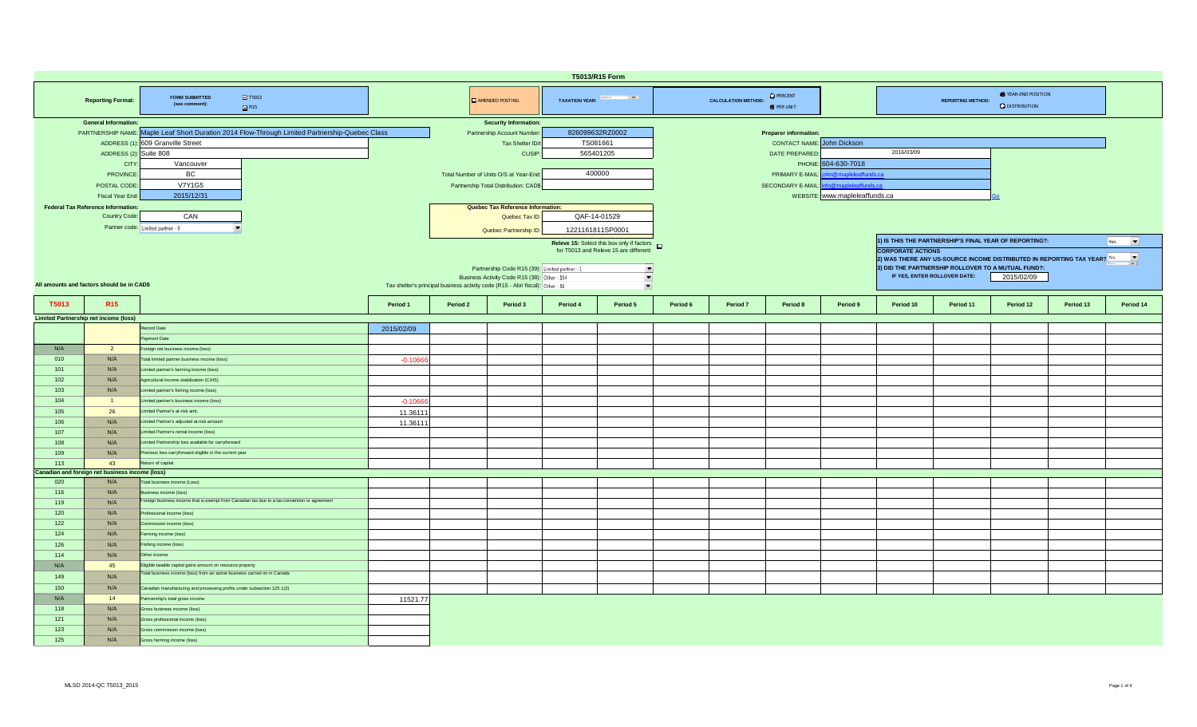# T5013/R15 Form

**Reporting Format:** FORM SUBMITTED (see comment): ☑ T5013 ☑ R15

☐ AMENDED POSTING

**TAXATION YEAR:**

**CALCULATION METHOD:** ○ PERCENT ● PER UNIT

**REPORTING METHOD:** ● YEAR-END POSITION ○ DISTRIBUTION

## General Information:

| | |
|---|---|
| PARTNERSHIP NAME: | Maple Leaf Short Duration 2014 Flow-Through Limited Partnership-Quebec Class |
| ADDRESS (1): | 609 Granville Street |
| ADDRESS (2): | Suite 808 |
| CITY: | Vancouver |
| PROVINCE: | BC |
| POSTAL CODE: | V7Y1G5 |
| Fiscal Year End: | 2015/12/31 |

## Security Information:

| | |
|---|---|
| Partnership Account Number: | 826099632RZ0002 |
| Tax Shelter ID#: | TS081661 |
| CUSIP: | 565401205 |
| Total Number of Units O/S at Year-End: | 400000 |
| Partnership Total Distribution: CAD$ | |

## Preparer information:

| | |
|---|---|
| CONTACT NAME: | John Dickson |
| DATE PREPARED: | 2016/03/09 |
| PHONE: | 604-630-7018 |
| PRIMARY E-MAIL: | john@mapleleaffunds.ca |
| SECONDARY E-MAIL: | info@mapleleaffunds.ca |
| WEBSITE: | www.mapleleaffunds.ca |

## Federal Tax Reference Information:

| | |
|---|---|
| Country Code: | CAN |
| Partner code: | Limited partner - 0 |

## Quebec Tax Reference Information:

| | |
|---|---|
| Quebec Tax ID: | QAF-14-01529 |
| Quebec Partnership ID: | 1221161811SP0001 |

**Releve 15:** Select this box only if factors for T5013 and Releve 15 are different: ☐

| | |
|---|---|
| Partnership Code R15 (39): | Limited partner - 1 |
| Business Activity Code R15 (38): | Other - 354 |
| Tax shelter's principal business activity code (R15 - Abri fiscal): | Other - 36 |

1) IS THIS THE PARTNERSHIP'S FINAL YEAR OF REPORTING?: Yes

**CORPORATE ACTIONS**

2) WAS THERE ANY US-SOURCE INCOME DISTRIBUTED IN REPORTING TAX YEAR? No

3) DID THE PARTNERSHIP ROLLOVER TO A MUTUAL FUND?:

IF YES, ENTER ROLLOVER DATE: 2015/02/09

All amounts and factors should be in CAD$

| T5013 | R15 | | Period 1 | Period 2 | Period 3 | Period 4 | Period 5 | Period 6 | Period 7 | Period 8 | Period 9 | Period 10 | Period 11 | Period 12 | Period 13 | Period 14 |
|---|---|---|---|---|---|---|---|---|---|---|---|---|---|---|---|---|
| **Limited Partnership net income (loss)** | | | | | | | | | | | | | | | | |
| | | Record Date | 2015/02/09 | | | | | | | | | | | | | |
| | | Payment Date | | | | | | | | | | | | | | |
| N/A | 2 | Foreign net business income (loss) | | | | | | | | | | | | | | |
| 010 | N/A | Total limited partner business income (loss) | -0.10666 | | | | | | | | | | | | | |
| 101 | N/A | Limited partner's farming income (loss) | | | | | | | | | | | | | | |
| 102 | N/A | Agricultural income stabilization (CAIS) | | | | | | | | | | | | | | |
| 103 | N/A | Limited partner's fishing income (loss) | | | | | | | | | | | | | | |
| 104 | 1 | Limited partner's business income (loss) | -0.10666 | | | | | | | | | | | | | |
| 105 | 26 | Limited Partner's at-risk amt. | 11.36111 | | | | | | | | | | | | | |
| 106 | N/A | Limited Partner's adjusted at-risk amount | 11.36111 | | | | | | | | | | | | | |
| 107 | N/A | Limited Partner's rental income (loss) | | | | | | | | | | | | | | |
| 108 | N/A | Limited Partnership loss available for carryforward | | | | | | | | | | | | | | |
| 109 | N/A | Previous loss carryforward eligible in the current year | | | | | | | | | | | | | | |
| 113 | 43 | Return of capital | | | | | | | | | | | | | | |
| **Canadian and foreign net business income (loss)** | | | | | | | | | | | | | | | | |
| 020 | N/A | Total business income (Loss) | | | | | | | | | | | | | | |
| 116 | N/A | Business income (loss) | | | | | | | | | | | | | | |
| 119 | N/A | Foreign business income that is exempt from Canadian tax due to a tax convention or agreement | | | | | | | | | | | | | | |
| 120 | N/A | Professional income (loss) | | | | | | | | | | | | | | |
| 122 | N/A | Commission income (loss) | | | | | | | | | | | | | | |
| 124 | N/A | Farming income (loss) | | | | | | | | | | | | | | |
| 126 | N/A | Fishing income (loss) | | | | | | | | | | | | | | |
| 114 | N/A | Other income | | | | | | | | | | | | | | |
| N/A | 45 | Eligible taxable capital gains amount on resource property | | | | | | | | | | | | | | |
| 149 | N/A | Total business income (loss) from an active business carried on in Canada | | | | | | | | | | | | | | |
| 150 | N/A | Canadian manufacturing and processing profits under subsection 125.1(3) | | | | | | | | | | | | | | |
| N/A | 14 | Partnership's total gross income | 11521.77 | | | | | | | | | | | | | |
| 118 | N/A | Gross business income (loss) | | | | | | | | | | | | | | |
| 121 | N/A | Gross professional income (loss) | | | | | | | | | | | | | | |
| 123 | N/A | Gross commission income (loss) | | | | | | | | | | | | | | |
| 125 | N/A | Gross farming income (loss) | | | | | | | | | | | | | | |

MLSD 2014-QC T5013_2015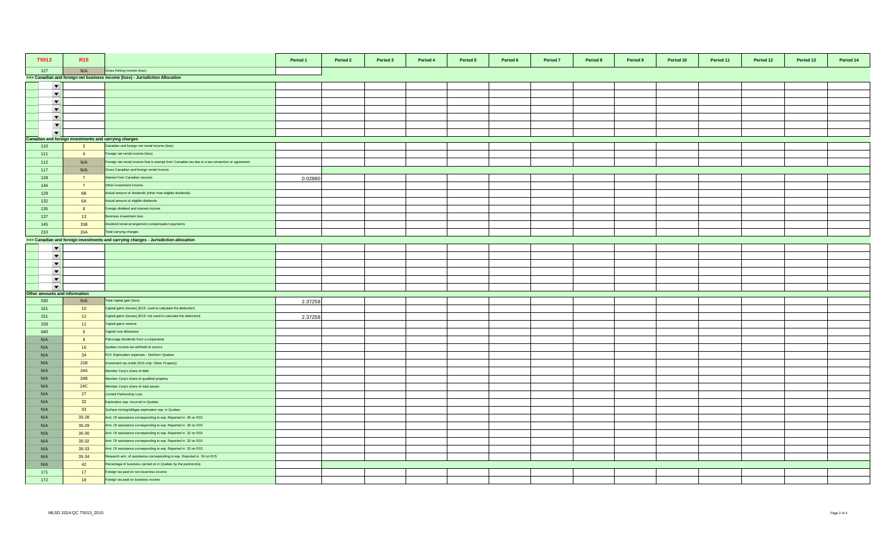| T5013 | R15 | | Period 1 | Period 2 | Period 3 | Period 4 | Period 5 | Period 6 | Period 7 | Period 8 | Period 9 | Period 10 | Period 11 | Period 12 | Period 13 | Period 14 |
|---|---|---|---|---|---|---|---|---|---|---|---|---|---|---|---|---|
| 127 | N/A | Gross fishing income (loss) | | | | | | | | | | | | | | |
| >>> Canadian and foreign net business income (loss) - Jurisdiction Allocation | | | | | | | | | | | | | | | | |
| ▼ | | | | | | | | | | | | | | | | |
| ▼ | | | | | | | | | | | | | | | | |
| ▼ | | | | | | | | | | | | | | | | |
| ▼ | | | | | | | | | | | | | | | | |
| ▼ | | | | | | | | | | | | | | | | |
| ▼ | | | | | | | | | | | | | | | | |
| ▼ | | | | | | | | | | | | | | | | |
| **Canadian and foreign investments and carrying charges** | | | | | | | | | | | | | | | | |
| 110 | 3 | Canadian and foreign net rental income (loss) | | | | | | | | | | | | | | |
| 111 | 4 | Foreign net rental income (loss) | | | | | | | | | | | | | | |
| 112 | N/A | Foreign net rental income that is exempt from Canadian tax due to a tax convention or agreement | | | | | | | | | | | | | | |
| 117 | N/A | Gross Canadian and foreign rental income | | | | | | | | | | | | | | |
| 128 | 7 | Interest from Canadian sources | 0.02880 | | | | | | | | | | | | | |
| 146 | 7 | Other investment income | | | | | | | | | | | | | | |
| 129 | 6B | Actual amount of dividends (other than eligible dividends) | | | | | | | | | | | | | | |
| 132 | 6A | Actual amount of eligible dividends | | | | | | | | | | | | | | |
| 135 | 8 | Foreign dividend and interest income | | | | | | | | | | | | | | |
| 137 | 13 | Business investment loss | | | | | | | | | | | | | | |
| 145 | 15B | Dividend rental arrangement compensation payments | | | | | | | | | | | | | | |
| 210 | 15A | Total carrying charges | | | | | | | | | | | | | | |
| >>> Canadian and foreign investments and carrying charges - Jurisdiction allocation | | | | | | | | | | | | | | | | |
| ▼ | | | | | | | | | | | | | | | | |
| ▼ | | | | | | | | | | | | | | | | |
| ▼ | | | | | | | | | | | | | | | | |
| ▼ | | | | | | | | | | | | | | | | |
| ▼ | | | | | | | | | | | | | | | | |
| ▼ | | | | | | | | | | | | | | | | |
| **Other amounts and information** | | | | | | | | | | | | | | | | |
| 030 | N/A | Total capital gain (loss) | 2.37258 | | | | | | | | | | | | | |
| 151 | 10 | Capital gains (losses) [R15: used to calculate the deduction] | | | | | | | | | | | | | | |
| 151 | 12 | Capital gains (losses) [R15: not used to calculate the deduction] | 2.37258 | | | | | | | | | | | | | |
| 159 | 11 | Capital gains reserve | | | | | | | | | | | | | | |
| 040 | 5 | Capital cost allowance | | | | | | | | | | | | | | |
| N/A | 9 | Patronage dividends from a cooperative | | | | | | | | | | | | | | |
| N/A | 16 | Quebec income tax withheld at source | | | | | | | | | | | | | | |
| N/A | 34 | R15: Exploration expenses - Northern Quebec | | | | | | | | | | | | | | |
| N/A | 21B | Investment tax credit (R15 only: Other Property) | | | | | | | | | | | | | | |
| N/A | 24A | Member Corp's share of debt | | | | | | | | | | | | | | |
| N/A | 24B | Member Corp's share of qualified property | | | | | | | | | | | | | | |
| N/A | 24C | Member Corp's share of total assets | | | | | | | | | | | | | | |
| N/A | 27 | Limited Partnership Loss | | | | | | | | | | | | | | |
| N/A | 32 | Exploration exp. Incurred in Quebec | | | | | | | | | | | | | | |
| N/A | 33 | Surface mining/oil&gas exploration exp. in Quebec | | | | | | | | | | | | | | |
| N/A | 35-28 | Amt. Of assistance corresponding to exp. Reported in 28 on R15 | | | | | | | | | | | | | | |
| N/A | 35-29 | Amt. Of assistance corresponding to exp. Reported in 30 on R15 | | | | | | | | | | | | | | |
| N/A | 35-30 | Amt. Of assistance corresponding to exp. Reported in 32 on R15 | | | | | | | | | | | | | | |
| N/A | 35-32 | Amt. Of assistance corresponding to exp. Reported in 33 on R15 | | | | | | | | | | | | | | |
| N/A | 35-33 | Amt. Of assistance corresponding to exp. Reported in 33 on R15 | | | | | | | | | | | | | | |
| N/A | 35-34 | Research amt. of assistance corresponding to exp. Reported in 34 on R15 | | | | | | | | | | | | | | |
| N/A | 42 | Percentage of business carried on in Quebec by the partnership | | | | | | | | | | | | | | |
| 171 | 17 | Foreign tax paid on non-business income | | | | | | | | | | | | | | |
| 172 | 18 | Foreign tax paid on business income | | | | | | | | | | | | | | |

MLSD 2014-QC T5013_2015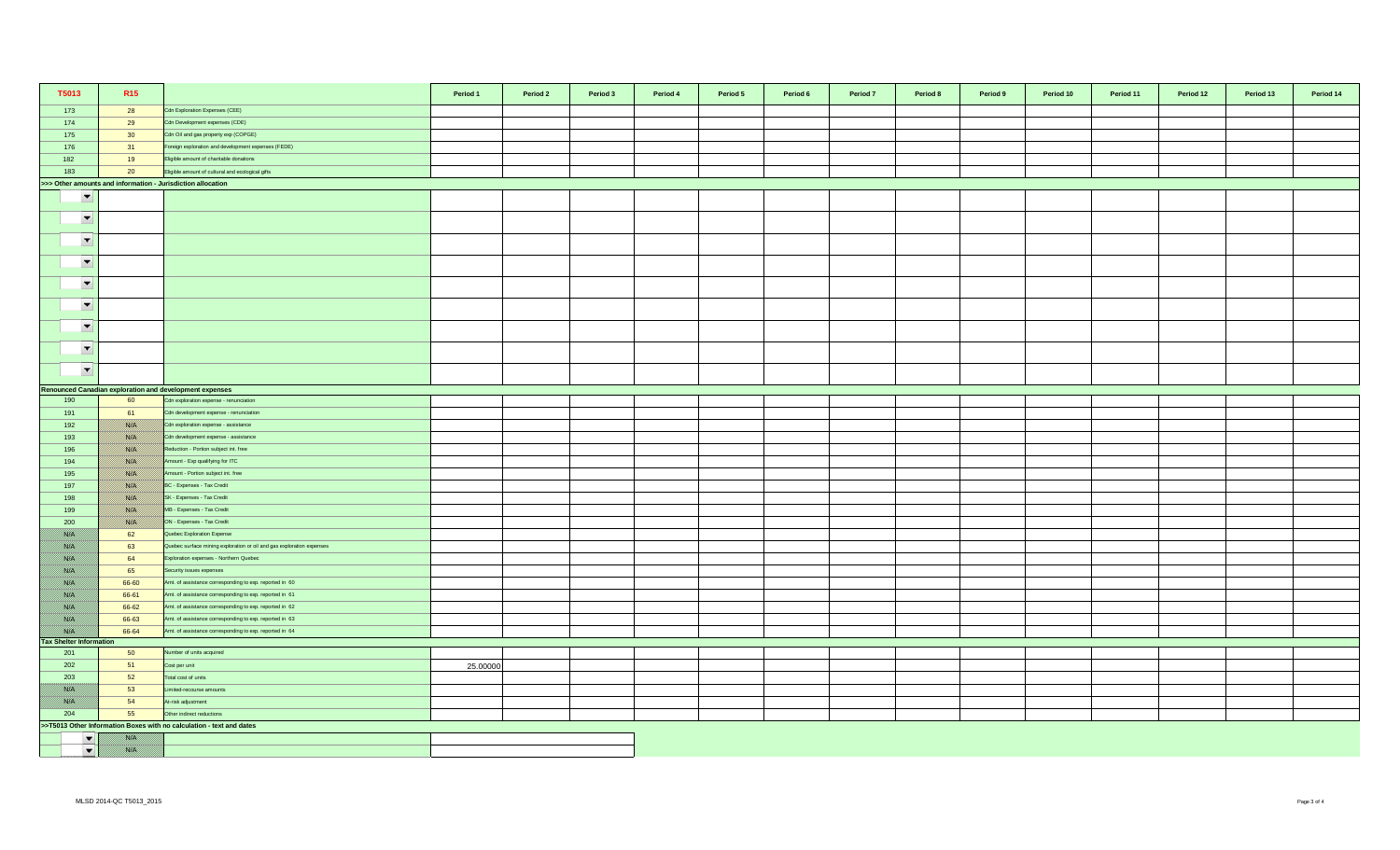| T5013 | R15 | | Period 1 | Period 2 | Period 3 | Period 4 | Period 5 | Period 6 | Period 7 | Period 8 | Period 9 | Period 10 | Period 11 | Period 12 | Period 13 | Period 14 |
|---|---|---|---|---|---|---|---|---|---|---|---|---|---|---|---|---|
| 173 | 28 | Cdn Exploration Expenses (CEE) | | | | | | | | | | | | | | |
| 174 | 29 | Cdn Development expenses (CDE) | | | | | | | | | | | | | | |
| 175 | 30 | Cdn Oil and gas property exp (COPGE) | | | | | | | | | | | | | | |
| 176 | 31 | Foreign exploration and development expenses (FEDE) | | | | | | | | | | | | | | |
| 182 | 19 | Eligible amount of charitable donations | | | | | | | | | | | | | | |
| 183 | 20 | Eligible amount of cultural and ecological gifts | | | | | | | | | | | | | | |
| **>>> Other amounts and information - Jurisdiction allocation** | | | | | | | | | | | | | | | | |
| | | | | | | | | | | | | | | | | |
| | | | | | | | | | | | | | | | | |
| | | | | | | | | | | | | | | | | |
| | | | | | | | | | | | | | | | | |
| | | | | | | | | | | | | | | | | |
| | | | | | | | | | | | | | | | | |
| | | | | | | | | | | | | | | | | |
| | | | | | | | | | | | | | | | | |
| | | | | | | | | | | | | | | | | |
| **Renounced Canadian exploration and development expenses** | | | | | | | | | | | | | | | | |
| 190 | 60 | Cdn exploration expense - renunciation | | | | | | | | | | | | | | |
| 191 | 61 | Cdn development expense - renunciation | | | | | | | | | | | | | | |
| 192 | N/A | Cdn exploration expense - assistance | | | | | | | | | | | | | | |
| 193 | N/A | Cdn development expense - assistance | | | | | | | | | | | | | | |
| 196 | N/A | Reduction - Portion subject int. free | | | | | | | | | | | | | | |
| 194 | N/A | Amount - Exp qualifying for ITC | | | | | | | | | | | | | | |
| 195 | N/A | Amount - Portion subject int. free | | | | | | | | | | | | | | |
| 197 | N/A | BC - Expenses - Tax Credit | | | | | | | | | | | | | | |
| 198 | N/A | SK - Expenses - Tax Credit | | | | | | | | | | | | | | |
| 199 | N/A | MB - Expenses - Tax Credit | | | | | | | | | | | | | | |
| 200 | N/A | ON - Expenses - Tax Credit | | | | | | | | | | | | | | |
| N/A | 62 | Quebec Exploration Expense | | | | | | | | | | | | | | |
| N/A | 63 | Quebec surface mining exploration or oil and gas exploration expenses | | | | | | | | | | | | | | |
| N/A | 64 | Exploration expenses - Northern Quebec | | | | | | | | | | | | | | |
| N/A | 65 | Security issues expenses | | | | | | | | | | | | | | |
| N/A | 66-60 | Amt. of assistance corresponding to exp. reported in 60 | | | | | | | | | | | | | | |
| N/A | 66-61 | Amt. of assistance corresponding to exp. reported in 61 | | | | | | | | | | | | | | |
| N/A | 66-62 | Amt. of assistance corresponding to exp. reported in 62 | | | | | | | | | | | | | | |
| N/A | 66-63 | Amt. of assistance corresponding to exp. reported in 63 | | | | | | | | | | | | | | |
| N/A | 66-64 | Amt. of assistance corresponding to exp. reported in 64 | | | | | | | | | | | | | | |
| **Tax Shelter Information** | | | | | | | | | | | | | | | | |
| 201 | 50 | Number of units acquired | | | | | | | | | | | | | | |
| 202 | 51 | Cost per unit | 25.00000 | | | | | | | | | | | | | |
| 203 | 52 | Total cost of units | | | | | | | | | | | | | | |
| N/A | 53 | Limited-recourse amounts | | | | | | | | | | | | | | |
| N/A | 54 | At-risk adjustment | | | | | | | | | | | | | | |
| 204 | 55 | Other indirect reductions | | | | | | | | | | | | | | |
| **>>T5013 Other Information Boxes with no calculation - text and dates** | | | | | | | | | | | | | | | | |
| | N/A | | | | | | | | | | | | | | | |
| | N/A | | | | | | | | | | | | | | | |

MLSD 2014-QC T5013_2015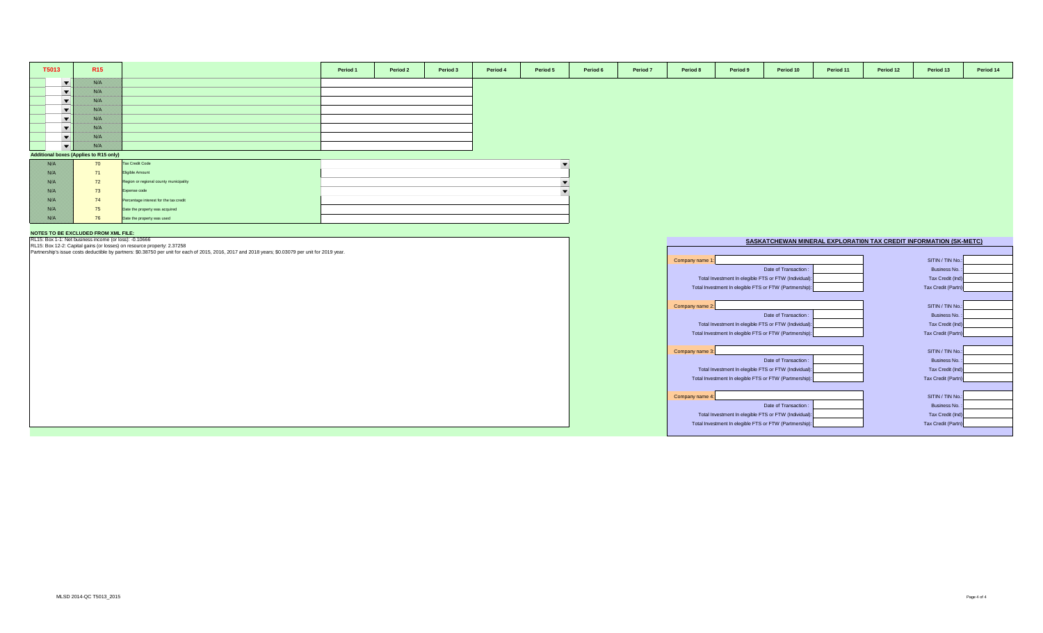| T5013 | R15 | | Period 1 | Period 2 | Period 3 | Period 4 | Period 5 | Period 6 | Period 7 | Period 8 | Period 9 | Period 10 | Period 11 | Period 12 | Period 13 | Period 14 |
|---|---|---|---|---|---|---|---|---|---|---|---|---|---|---|---|---|
| | N/A | | | | | | | | | | | | | | | |
| | N/A | | | | | | | | | | | | | | | |
| | N/A | | | | | | | | | | | | | | | |
| | N/A | | | | | | | | | | | | | | | |
| | N/A | | | | | | | | | | | | | | | |
| | N/A | | | | | | | | | | | | | | | |
| | N/A | | | | | | | | | | | | | | | |
| | N/A | | | | | | | | | | | | | | | |

**Additional boxes (Applies to R15 only)**

| | | | |
|---|---|---|---|
| N/A | 70 | Tax Credit Code | |
| N/A | 71 | Eligible Amount | |
| N/A | 72 | Region or regional county municipality | |
| N/A | 73 | Expense code | |
| N/A | 74 | Percentage interest for the tax credit | |
| N/A | 75 | Date the property was acquired | |
| N/A | 76 | Date the property was used | |

**NOTES TO BE EXCLUDED FROM XML FILE:**

RL15: Box 1-1: Net business income (or loss): -0.10666
RL15: Box 12-2: Capital gains (or losses) on resource property: 2.37258
Partnership's issue costs deductible by partners: $0.38750 per unit for each of 2015, 2016, 2017 and 2018 years; $0.03079 per unit for 2019 year.

## SASKATCHEWAN MINERAL EXPLORATION TAX CREDIT INFORMATION (SK-METC)

| | | | |
|---|---|---|---|
| Company name 1: | | SITIN / TIN No.: | |
| Date of Transaction : | | Business No. : | |
| Total Investment In elegible FTS or FTW (Individual): | | Tax Credit (Ind) | |
| Total Investment In elegible FTS or FTW (Partmership): | | Tax Credit (Partn) | |
| Company name 2: | | SITIN / TIN No.: | |
| Date of Transaction : | | Business No. : | |
| Total Investment In elegible FTS or FTW (Individual): | | Tax Credit (Ind) | |
| Total Investment In elegible FTS or FTW (Partmership): | | Tax Credit (Partn) | |
| Company name 3: | | SITIN / TIN No.: | |
| Date of Transaction : | | Business No. : | |
| Total Investment In elegible FTS or FTW (Individual): | | Tax Credit (Ind) | |
| Total Investment In elegible FTS or FTW (Partmership): | | Tax Credit (Partn) | |
| Company name 4: | | SITIN / TIN No.: | |
| Date of Transaction : | | Business No. : | |
| Total Investment In elegible FTS or FTW (Individual): | | Tax Credit (Ind) | |
| Total Investment In elegible FTS or FTW (Partmership): | | Tax Credit (Partn) | |

MLSD 2014-QC T5013_2015